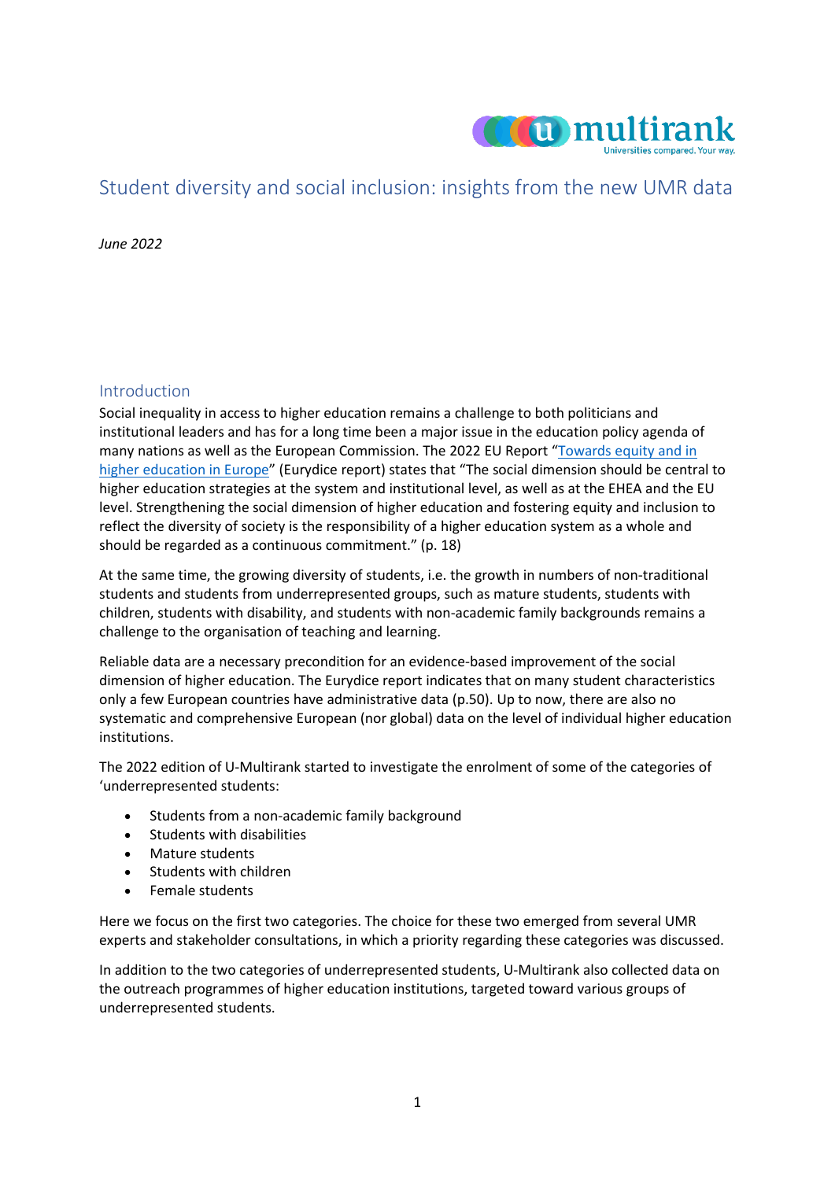# Student diversity and social inclusion: insights from the new UMR data

*June 2022*

## Introduction

Social inequality in access to higher education remains a challenge to both politicians and institutional leaders and has for a long time been a major issue in the education policy agenda of many nations as well as the European Commission. The 2022 EU Report "Towards equity and in higher education in Europe" (Eurydice report) states that "The social dimension should be central to higher education strategies at the system and institutional level, as well as at the EHEA and the EU level. Strengthening the social dimension of higher education and fostering equity and inclusion to reflect the diversity of society is the responsibility of a higher education system as a whole and should be regarded as a continuous commitment." (p. 18)

At the same time, the growing diversity of students, i.e. the growth in numbers of non-traditional students and students from underrepresented groups, such as mature students, students with children, students with disability, and students with non-academic family backgrounds remains a challenge to the organisation of teaching and learning.

Reliable data are a necessary precondition for an evidence-based improvement of the social dimension of higher education. The Eurydice report indicates that on many student characteristics only a few European countries have administrative data (p.50). Up to now, there are also no systematic and comprehensive European (nor global) data on the level of individual higher education institutions.

The 2022 edition of U-Multirank started to investigate the enrolment of some of the categories of 'underrepresented students:

- Students from a non-academic family background
- Students with disabilities
- Mature students
- Students with children
- Female students

Here we focus on the first two categories. The choice for these two emerged from several UMR experts and stakeholder consultations, in which a priority regarding these categories was discussed.

In addition to the two categories of underrepresented students, U-Multirank also collected data on the outreach programmes of higher education institutions, targeted toward various groups of underrepresented students.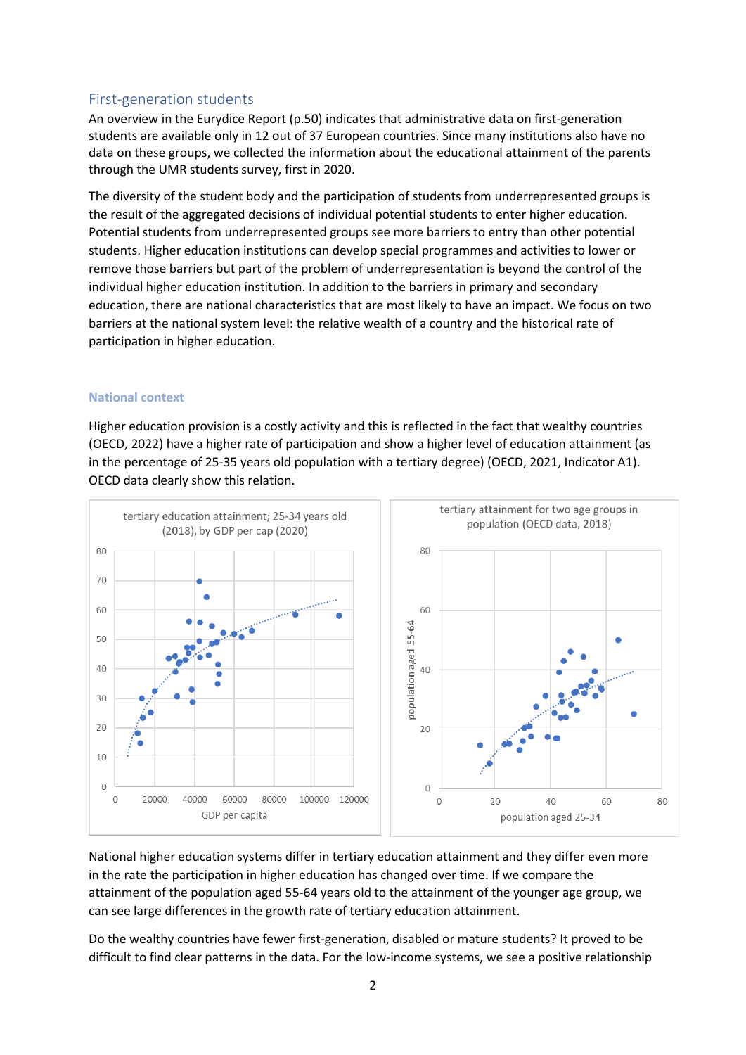## First-generation students

An overview in the Eurydice Report (p.50) indicates that administrative data on first-generation students are available only in 12 out of 37 European countries. Since many institutions also have no data on these groups, we collected the information about the educational attainment of the parents through the UMR students survey, first in 2020.

The diversity of the student body and the participation of students from underrepresented groups is the result of the aggregated decisions of individual potential students to enter higher education. Potential students from underrepresented groups see more barriers to entry than other potential students. Higher education institutions can develop special programmes and activities to lower or remove those barriers but part of the problem of underrepresentation is beyond the control of the individual higher education institution. In addition to the barriers in primary and secondary education, there are national characteristics that are most likely to have an impact. We focus on two barriers at the national system level: the relative wealth of a country and the historical rate of participation in higher education.

### National context

Higher education provision is a costly activity and this is reflected in the fact that wealthy countries (OECD, 2022) have a higher rate of participation and show a higher level of education attainment (as in the percentage of 25-35 years old population with a tertiary degree) (OECD, 2021, Indicator A1). OECD data clearly show this relation.

National higher education systems differ in tertiary education attainment and they differ even more in the rate the participation in higher education has changed over time. If we compare the attainment of the population aged 55-64 years old to the attainment of the younger age group, we can see large differences in the growth rate of tertiary education attainment.

Do the wealthy countries have fewer first-generation, disabled or mature students? It proved to be difficult to find clear patterns in the data. For the low-income systems, we see a positive relationship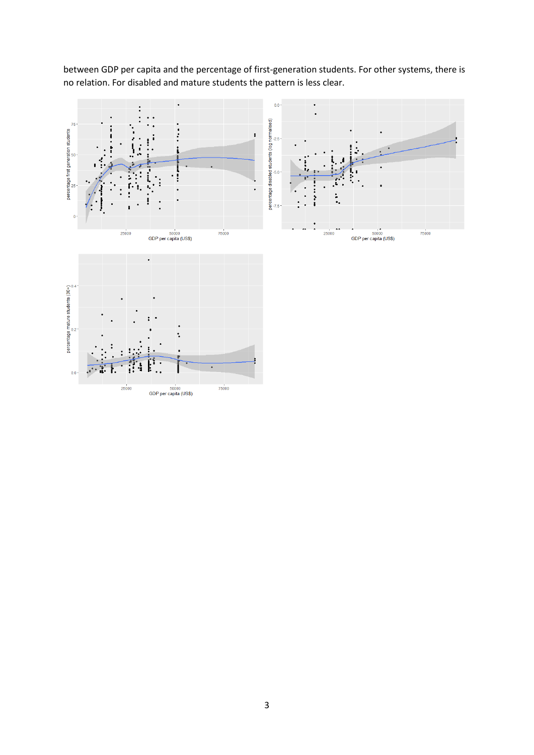between GDP per capita and the percentage of first-generation students. For other systems, there is no relation. For disabled and mature students the pattern is less clear.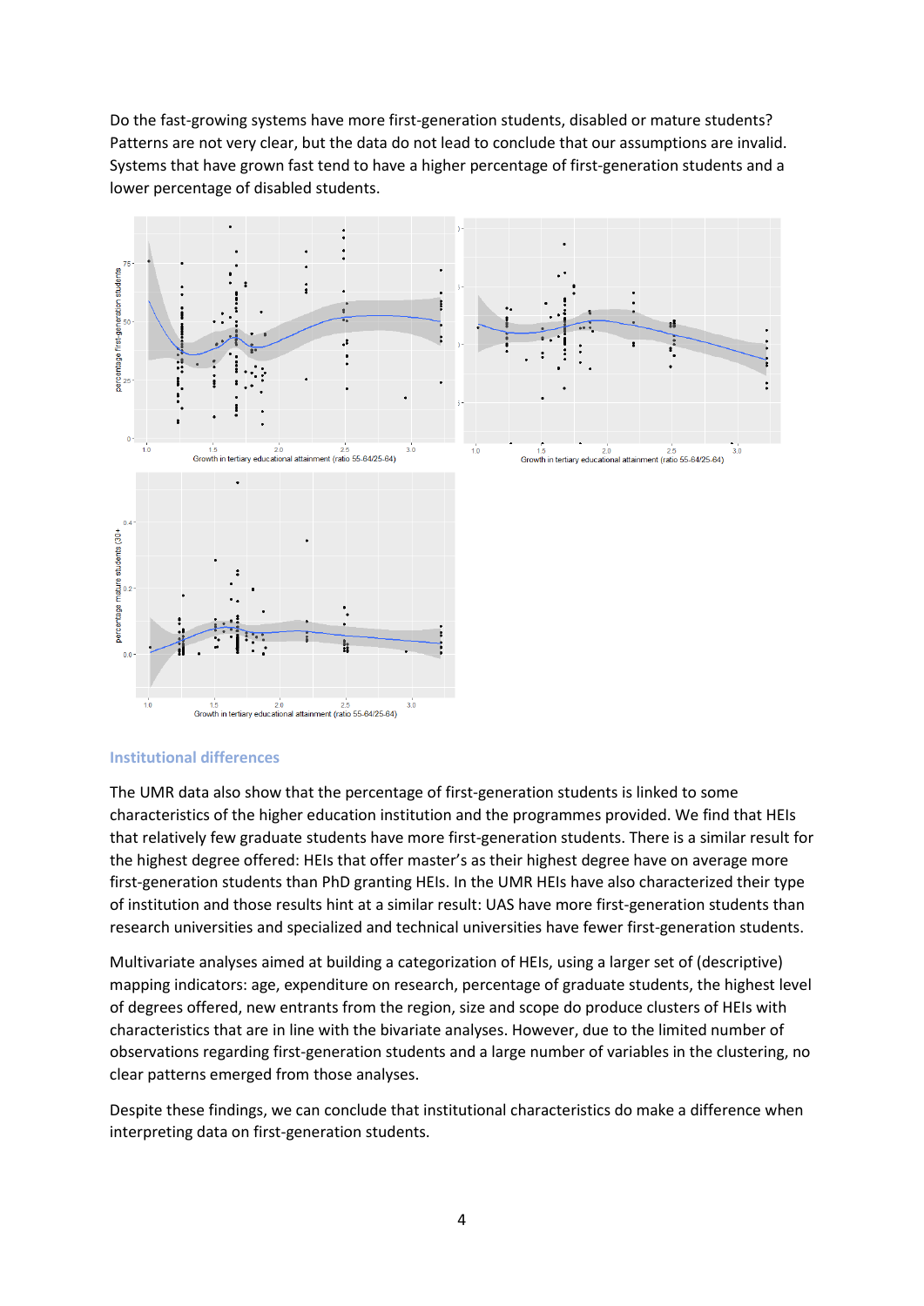Do the fast-growing systems have more first-generation students, disabled or mature students? Patterns are not very clear, but the data do not lead to conclude that our assumptions are invalid. Systems that have grown fast tend to have a higher percentage of first-generation students and a lower percentage of disabled students.

### Institutional differences

The UMR data also show that the percentage of first-generation students is linked to some characteristics of the higher education institution and the programmes provided. We find that HEIs that relatively few graduate students have more first-generation students. There is a similar result for the highest degree offered: HEIs that offer master's as their highest degree have on average more first-generation students than PhD granting HEIs. In the UMR HEIs have also characterized their type of institution and those results hint at a similar result: UAS have more first-generation students than research universities and specialized and technical universities have fewer first-generation students.

Multivariate analyses aimed at building a categorization of HEIs, using a larger set of (descriptive) mapping indicators: age, expenditure on research, percentage of graduate students, the highest level of degrees offered, new entrants from the region, size and scope do produce clusters of HEIs with characteristics that are in line with the bivariate analyses. However, due to the limited number of observations regarding first-generation students and a large number of variables in the clustering, no clear patterns emerged from those analyses.

Despite these findings, we can conclude that institutional characteristics do make a difference when interpreting data on first-generation students.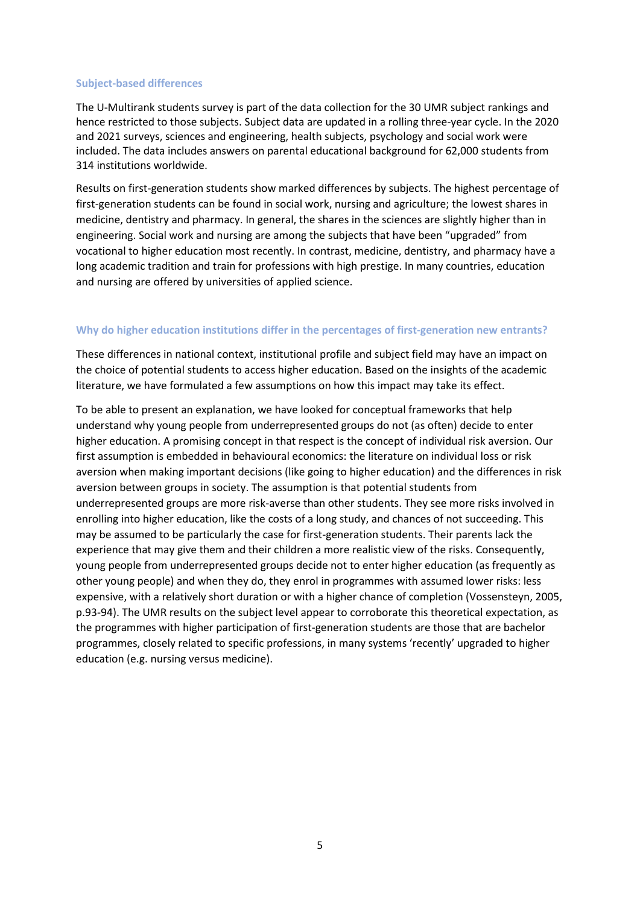### Subject-based differences

The U-Multirank students survey is part of the data collection for the 30 UMR subject rankings and hence restricted to those subjects. Subject data are updated in a rolling three-year cycle. In the 2020 and 2021 surveys, sciences and engineering, health subjects, psychology and social work were included. The data includes answers on parental educational background for 62,000 students from 314 institutions worldwide.

Results on first-generation students show marked differences by subjects. The highest percentage of first-generation students can be found in social work, nursing and agriculture; the lowest shares in medicine, dentistry and pharmacy. In general, the shares in the sciences are slightly higher than in engineering. Social work and nursing are among the subjects that have been "upgraded" from vocational to higher education most recently. In contrast, medicine, dentistry, and pharmacy have a long academic tradition and train for professions with high prestige. In many countries, education and nursing are offered by universities of applied science.

### Why do higher education institutions differ in the percentages of first-generation new entrants?

These differences in national context, institutional profile and subject field may have an impact on the choice of potential students to access higher education. Based on the insights of the academic literature, we have formulated a few assumptions on how this impact may take its effect.

To be able to present an explanation, we have looked for conceptual frameworks that help understand why young people from underrepresented groups do not (as often) decide to enter higher education. A promising concept in that respect is the concept of individual risk aversion. Our first assumption is embedded in behavioural economics: the literature on individual loss or risk aversion when making important decisions (like going to higher education) and the differences in risk aversion between groups in society. The assumption is that potential students from underrepresented groups are more risk-averse than other students. They see more risks involved in enrolling into higher education, like the costs of a long study, and chances of not succeeding. This may be assumed to be particularly the case for first-generation students. Their parents lack the experience that may give them and their children a more realistic view of the risks. Consequently, young people from underrepresented groups decide not to enter higher education (as frequently as other young people) and when they do, they enrol in programmes with assumed lower risks: less expensive, with a relatively short duration or with a higher chance of completion (Vossensteyn, 2005, p.93-94). The UMR results on the subject level appear to corroborate this theoretical expectation, as the programmes with higher participation of first-generation students are those that are bachelor programmes, closely related to specific professions, in many systems 'recently' upgraded to higher education (e.g. nursing versus medicine).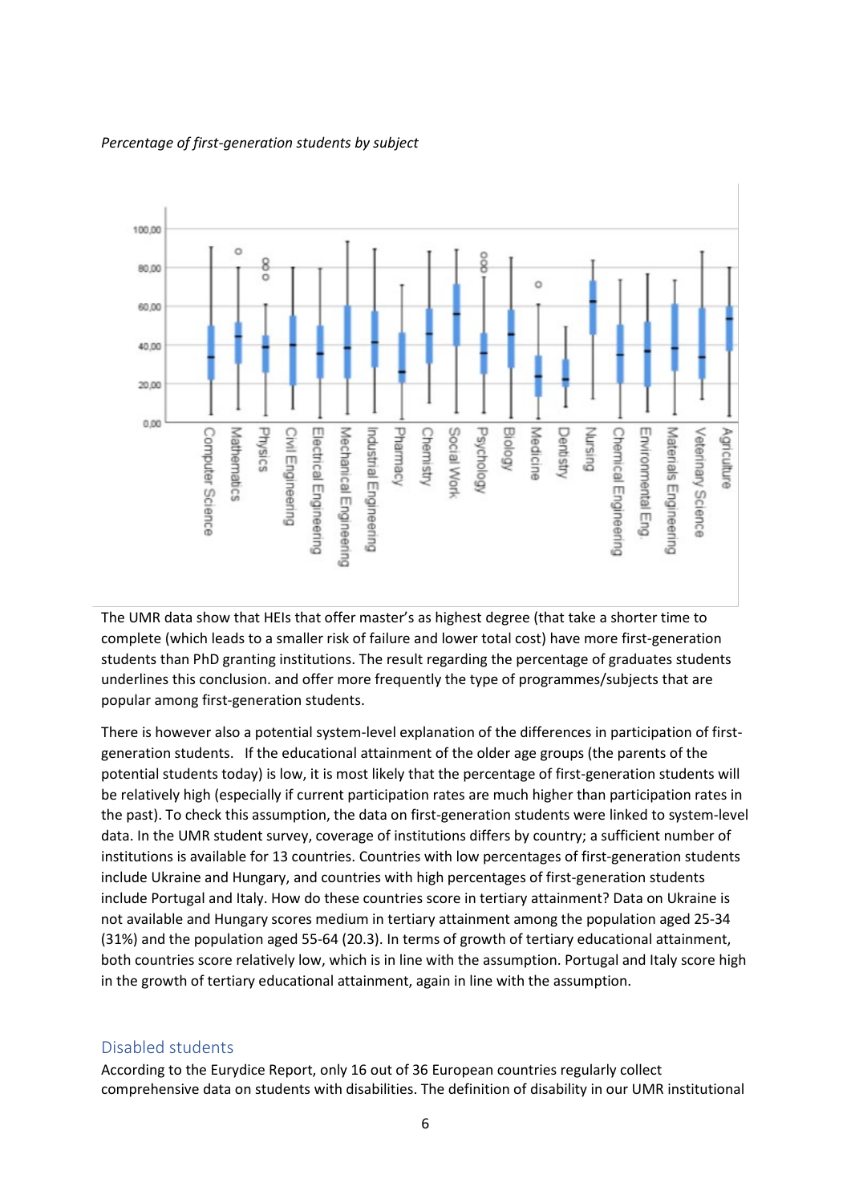*Percentage of first-generation students by subject*

The UMR data show that HEIs that offer master's as highest degree (that take a shorter time to complete (which leads to a smaller risk of failure and lower total cost) have more first-generation students than PhD granting institutions. The result regarding the percentage of graduates students underlines this conclusion. and offer more frequently the type of programmes/subjects that are popular among first-generation students.

There is however also a potential system-level explanation of the differences in participation of first-generation students. If the educational attainment of the older age groups (the parents of the potential students today) is low, it is most likely that the percentage of first-generation students will be relatively high (especially if current participation rates are much higher than participation rates in the past). To check this assumption, the data on first-generation students were linked to system-level data. In the UMR student survey, coverage of institutions differs by country; a sufficient number of institutions is available for 13 countries. Countries with low percentages of first-generation students include Ukraine and Hungary, and countries with high percentages of first-generation students include Portugal and Italy. How do these countries score in tertiary attainment? Data on Ukraine is not available and Hungary scores medium in tertiary attainment among the population aged 25-34 (31%) and the population aged 55-64 (20.3). In terms of growth of tertiary educational attainment, both countries score relatively low, which is in line with the assumption. Portugal and Italy score high in the growth of tertiary educational attainment, again in line with the assumption.

## Disabled students

According to the Eurydice Report, only 16 out of 36 European countries regularly collect comprehensive data on students with disabilities. The definition of disability in our UMR institutional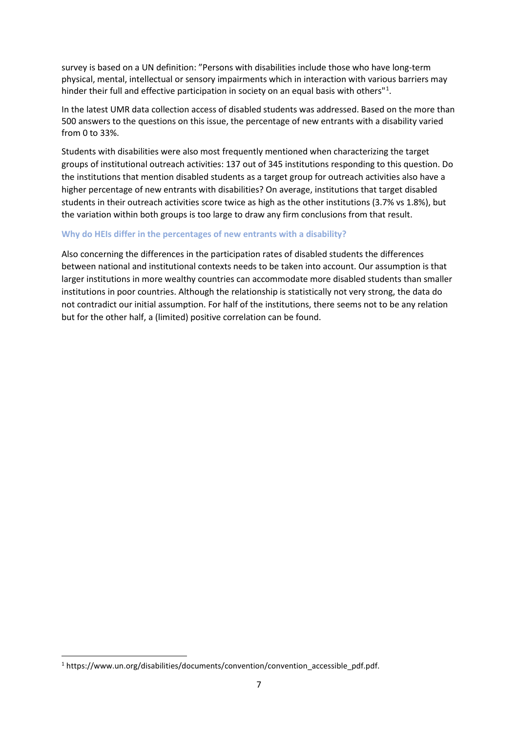survey is based on a UN definition: "Persons with disabilities include those who have long-term physical, mental, intellectual or sensory impairments which in interaction with various barriers may hinder their full and effective participation in society on an equal basis with others"[1].

In the latest UMR data collection access of disabled students was addressed. Based on the more than 500 answers to the questions on this issue, the percentage of new entrants with a disability varied from 0 to 33%.

Students with disabilities were also most frequently mentioned when characterizing the target groups of institutional outreach activities: 137 out of 345 institutions responding to this question. Do the institutions that mention disabled students as a target group for outreach activities also have a higher percentage of new entrants with disabilities? On average, institutions that target disabled students in their outreach activities score twice as high as the other institutions (3.7% vs 1.8%), but the variation within both groups is too large to draw any firm conclusions from that result.

### Why do HEIs differ in the percentages of new entrants with a disability?

Also concerning the differences in the participation rates of disabled students the differences between national and institutional contexts needs to be taken into account. Our assumption is that larger institutions in more wealthy countries can accommodate more disabled students than smaller institutions in poor countries. Although the relationship is statistically not very strong, the data do not contradict our initial assumption. For half of the institutions, there seems not to be any relation but for the other half, a (limited) positive correlation can be found.

[1] https://www.un.org/disabilities/documents/convention/convention_accessible_pdf.pdf.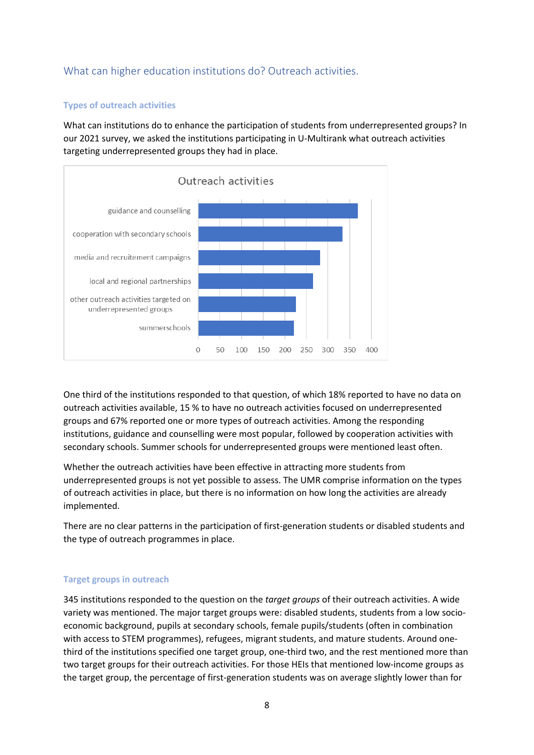## What can higher education institutions do? Outreach activities.

### Types of outreach activities

What can institutions do to enhance the participation of students from underrepresented groups? In our 2021 survey, we asked the institutions participating in U-Multirank what outreach activities targeting underrepresented groups they had in place.

One third of the institutions responded to that question, of which 18% reported to have no data on outreach activities available, 15 % to have no outreach activities focused on underrepresented groups and 67% reported one or more types of outreach activities. Among the responding institutions, guidance and counselling were most popular, followed by cooperation activities with secondary schools. Summer schools for underrepresented groups were mentioned least often.

Whether the outreach activities have been effective in attracting more students from underrepresented groups is not yet possible to assess. The UMR comprise information on the types of outreach activities in place, but there is no information on how long the activities are already implemented.

There are no clear patterns in the participation of first-generation students or disabled students and the type of outreach programmes in place.

### Target groups in outreach

345 institutions responded to the question on the *target groups* of their outreach activities. A wide variety was mentioned. The major target groups were: disabled students, students from a low socio-economic background, pupils at secondary schools, female pupils/students (often in combination with access to STEM programmes), refugees, migrant students, and mature students. Around one-third of the institutions specified one target group, one-third two, and the rest mentioned more than two target groups for their outreach activities. For those HEIs that mentioned low-income groups as the target group, the percentage of first-generation students was on average slightly lower than for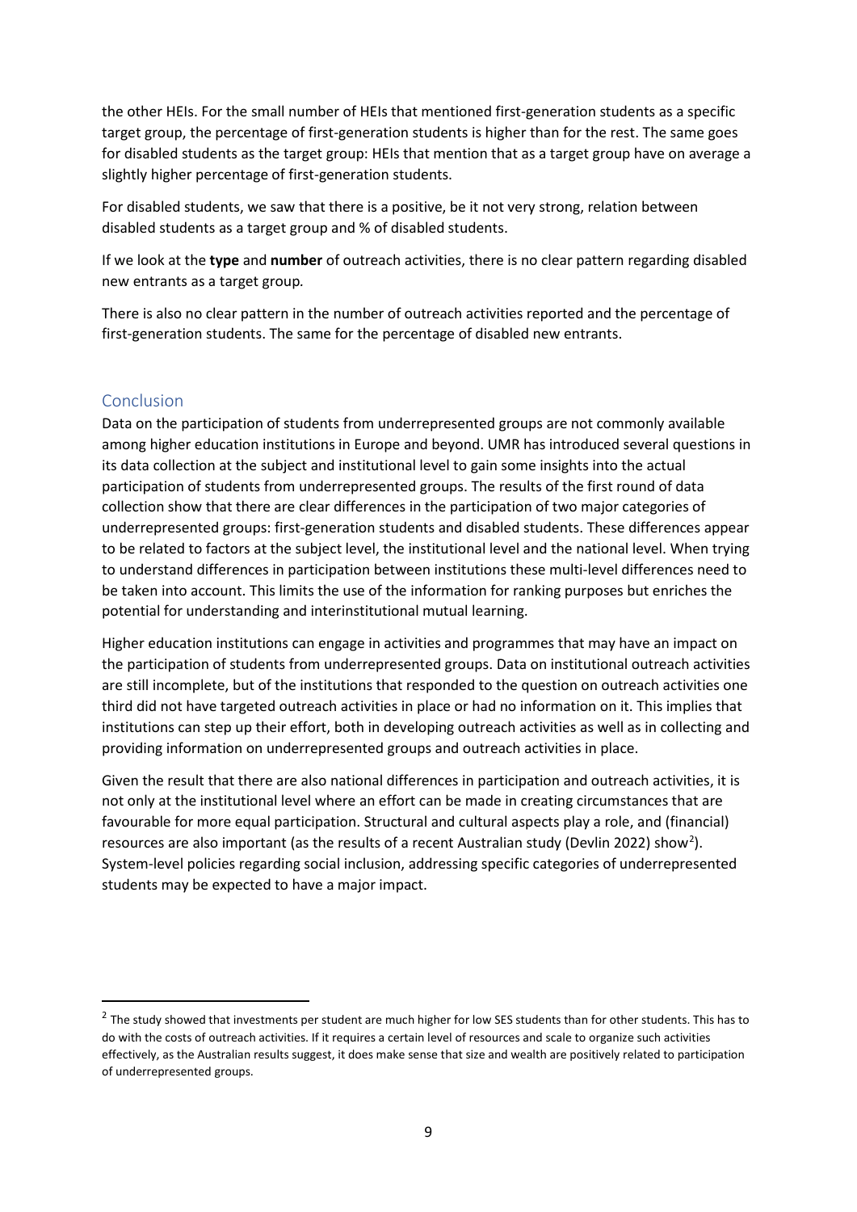the other HEIs. For the small number of HEIs that mentioned first-generation students as a specific target group, the percentage of first-generation students is higher than for the rest. The same goes for disabled students as the target group: HEIs that mention that as a target group have on average a slightly higher percentage of first-generation students.

For disabled students, we saw that there is a positive, be it not very strong, relation between disabled students as a target group and % of disabled students.

If we look at the **type** and **number** of outreach activities, there is no clear pattern regarding disabled new entrants as a target group*.*

There is also no clear pattern in the number of outreach activities reported and the percentage of first-generation students. The same for the percentage of disabled new entrants.

## Conclusion

Data on the participation of students from underrepresented groups are not commonly available among higher education institutions in Europe and beyond. UMR has introduced several questions in its data collection at the subject and institutional level to gain some insights into the actual participation of students from underrepresented groups. The results of the first round of data collection show that there are clear differences in the participation of two major categories of underrepresented groups: first-generation students and disabled students. These differences appear to be related to factors at the subject level, the institutional level and the national level. When trying to understand differences in participation between institutions these multi-level differences need to be taken into account. This limits the use of the information for ranking purposes but enriches the potential for understanding and interinstitutional mutual learning.

Higher education institutions can engage in activities and programmes that may have an impact on the participation of students from underrepresented groups. Data on institutional outreach activities are still incomplete, but of the institutions that responded to the question on outreach activities one third did not have targeted outreach activities in place or had no information on it. This implies that institutions can step up their effort, both in developing outreach activities as well as in collecting and providing information on underrepresented groups and outreach activities in place.

Given the result that there are also national differences in participation and outreach activities, it is not only at the institutional level where an effort can be made in creating circumstances that are favourable for more equal participation. Structural and cultural aspects play a role, and (financial) resources are also important (as the results of a recent Australian study (Devlin 2022) show[2]). System-level policies regarding social inclusion, addressing specific categories of underrepresented students may be expected to have a major impact.

---

[2] The study showed that investments per student are much higher for low SES students than for other students. This has to do with the costs of outreach activities. If it requires a certain level of resources and scale to organize such activities effectively, as the Australian results suggest, it does make sense that size and wealth are positively related to participation of underrepresented groups.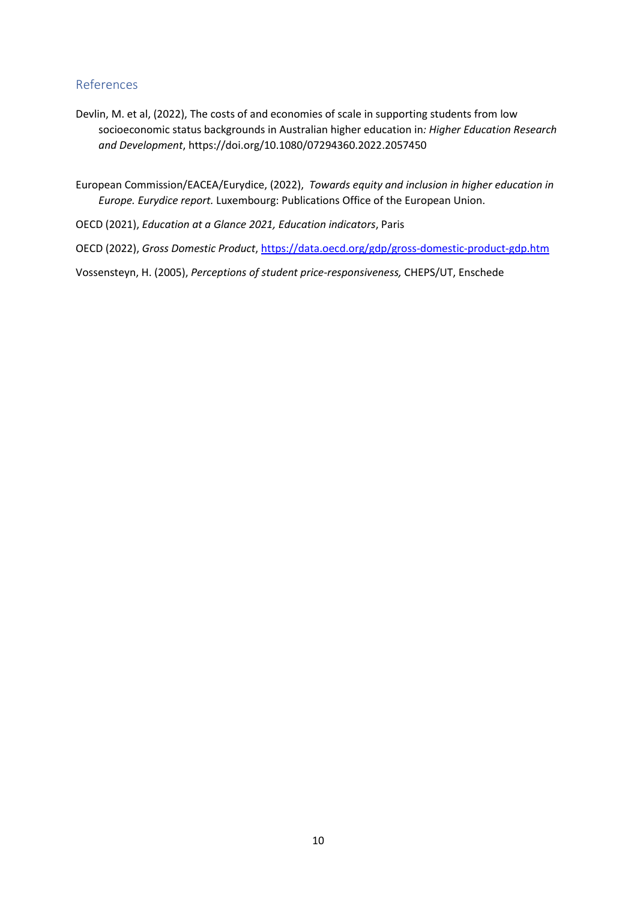## References

Devlin, M. et al, (2022), The costs of and economies of scale in supporting students from low socioeconomic status backgrounds in Australian higher education in*: Higher Education Research and Development*, https://doi.org/10.1080/07294360.2022.2057450

European Commission/EACEA/Eurydice, (2022), *Towards equity and inclusion in higher education in Europe. Eurydice report.* Luxembourg: Publications Office of the European Union.

OECD (2021), *Education at a Glance 2021, Education indicators*, Paris

OECD (2022), *Gross Domestic Product*, https://data.oecd.org/gdp/gross-domestic-product-gdp.htm

Vossensteyn, H. (2005), *Perceptions of student price-responsiveness,* CHEPS/UT, Enschede